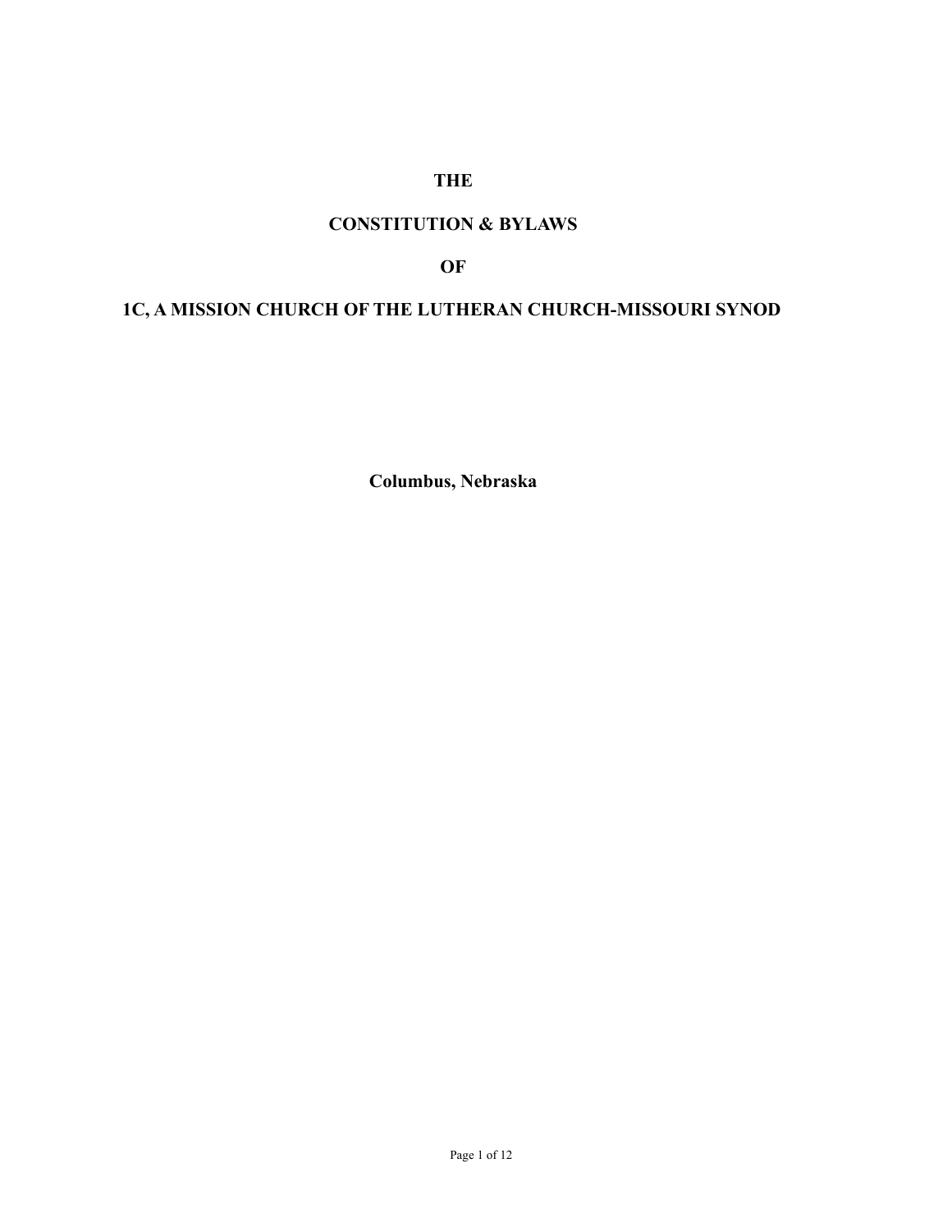# THE

# CONSTITUTION & BYLAWS

# OF

# 1C, A MISSION CHURCH OF THE LUTHERAN CHURCH-MISSOURI SYNOD

**Columbus, Nebraska**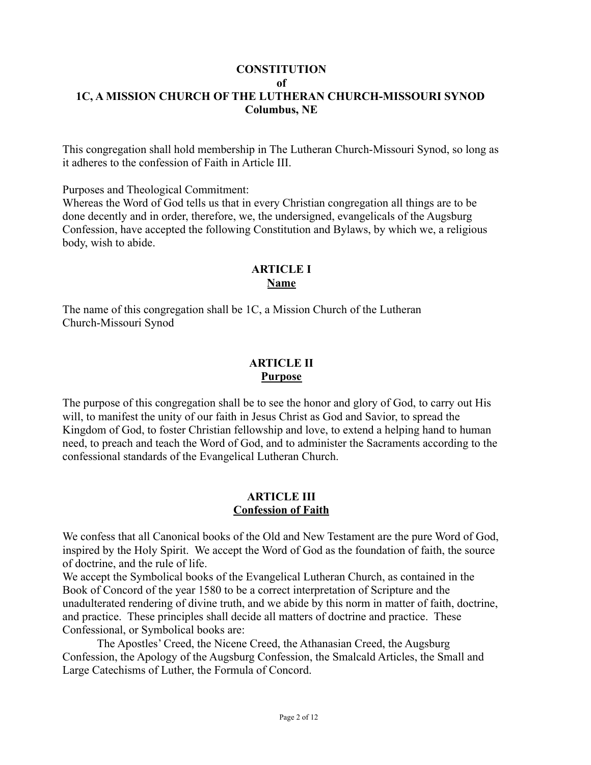# CONSTITUTION
## of
## 1C, A MISSION CHURCH OF THE LUTHERAN CHURCH-MISSOURI SYNOD
## Columbus, NE

This congregation shall hold membership in The Lutheran Church-Missouri Synod, so long as it adheres to the confession of Faith in Article III.

Purposes and Theological Commitment:
Whereas the Word of God tells us that in every Christian congregation all things are to be done decently and in order, therefore, we, the undersigned, evangelicals of the Augsburg Confession, have accepted the following Constitution and Bylaws, by which we, a religious body, wish to abide.

## ARTICLE I
## Name

The name of this congregation shall be 1C, a Mission Church of the Lutheran Church-Missouri Synod

## ARTICLE II
## Purpose

The purpose of this congregation shall be to see the honor and glory of God, to carry out His will, to manifest the unity of our faith in Jesus Christ as God and Savior, to spread the Kingdom of God, to foster Christian fellowship and love, to extend a helping hand to human need, to preach and teach the Word of God, and to administer the Sacraments according to the confessional standards of the Evangelical Lutheran Church.

## ARTICLE III
## Confession of Faith

We confess that all Canonical books of the Old and New Testament are the pure Word of God, inspired by the Holy Spirit. We accept the Word of God as the foundation of faith, the source of doctrine, and the rule of life.
We accept the Symbolical books of the Evangelical Lutheran Church, as contained in the Book of Concord of the year 1580 to be a correct interpretation of Scripture and the unadulterated rendering of divine truth, and we abide by this norm in matter of faith, doctrine, and practice. These principles shall decide all matters of doctrine and practice. These Confessional, or Symbolical books are:

The Apostles' Creed, the Nicene Creed, the Athanasian Creed, the Augsburg Confession, the Apology of the Augsburg Confession, the Smalcald Articles, the Small and Large Catechisms of Luther, the Formula of Concord.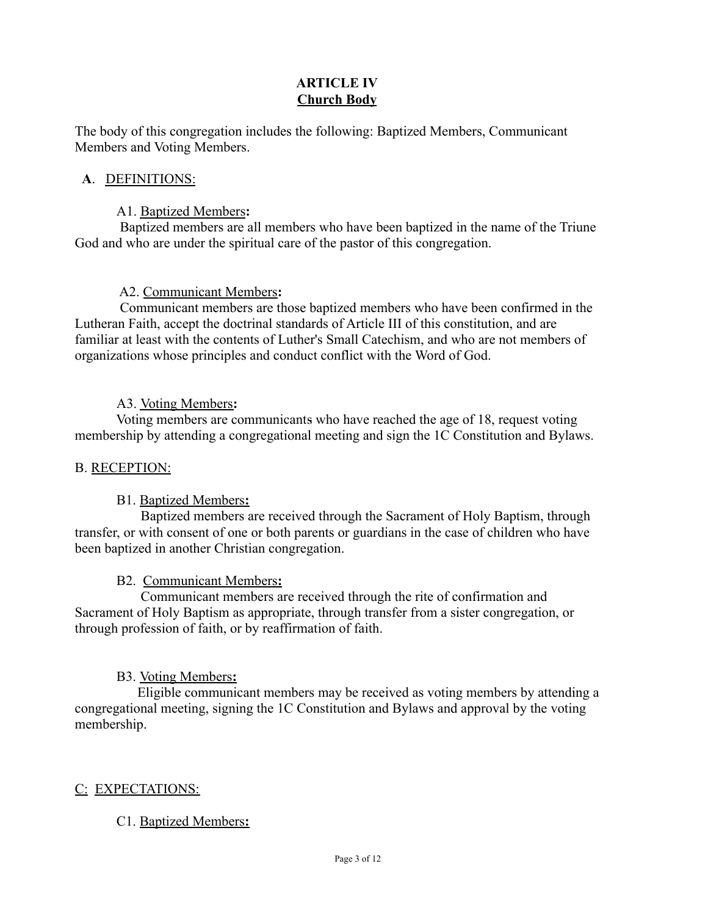## ARTICLE IV
## Church Body

The body of this congregation includes the following: Baptized Members, Communicant Members and Voting Members.

**A**. DEFINITIONS:

A1. Baptized Members**:**
Baptized members are all members who have been baptized in the name of the Triune God and who are under the spiritual care of the pastor of this congregation.

A2. Communicant Members**:**
Communicant members are those baptized members who have been confirmed in the Lutheran Faith, accept the doctrinal standards of Article III of this constitution, and are familiar at least with the contents of Luther's Small Catechism, and who are not members of organizations whose principles and conduct conflict with the Word of God.

A3. Voting Members**:**
Voting members are communicants who have reached the age of 18, request voting membership by attending a congregational meeting and sign the 1C Constitution and Bylaws.

B. RECEPTION:

B1. Baptized Members**:**
Baptized members are received through the Sacrament of Holy Baptism, through transfer, or with consent of one or both parents or guardians in the case of children who have been baptized in another Christian congregation.

B2. Communicant Members**:**
Communicant members are received through the rite of confirmation and Sacrament of Holy Baptism as appropriate, through transfer from a sister congregation, or through profession of faith, or by reaffirmation of faith.

B3. Voting Members**:**
Eligible communicant members may be received as voting members by attending a congregational meeting, signing the 1C Constitution and Bylaws and approval by the voting membership.

C: EXPECTATIONS:

C1. Baptized Members**:**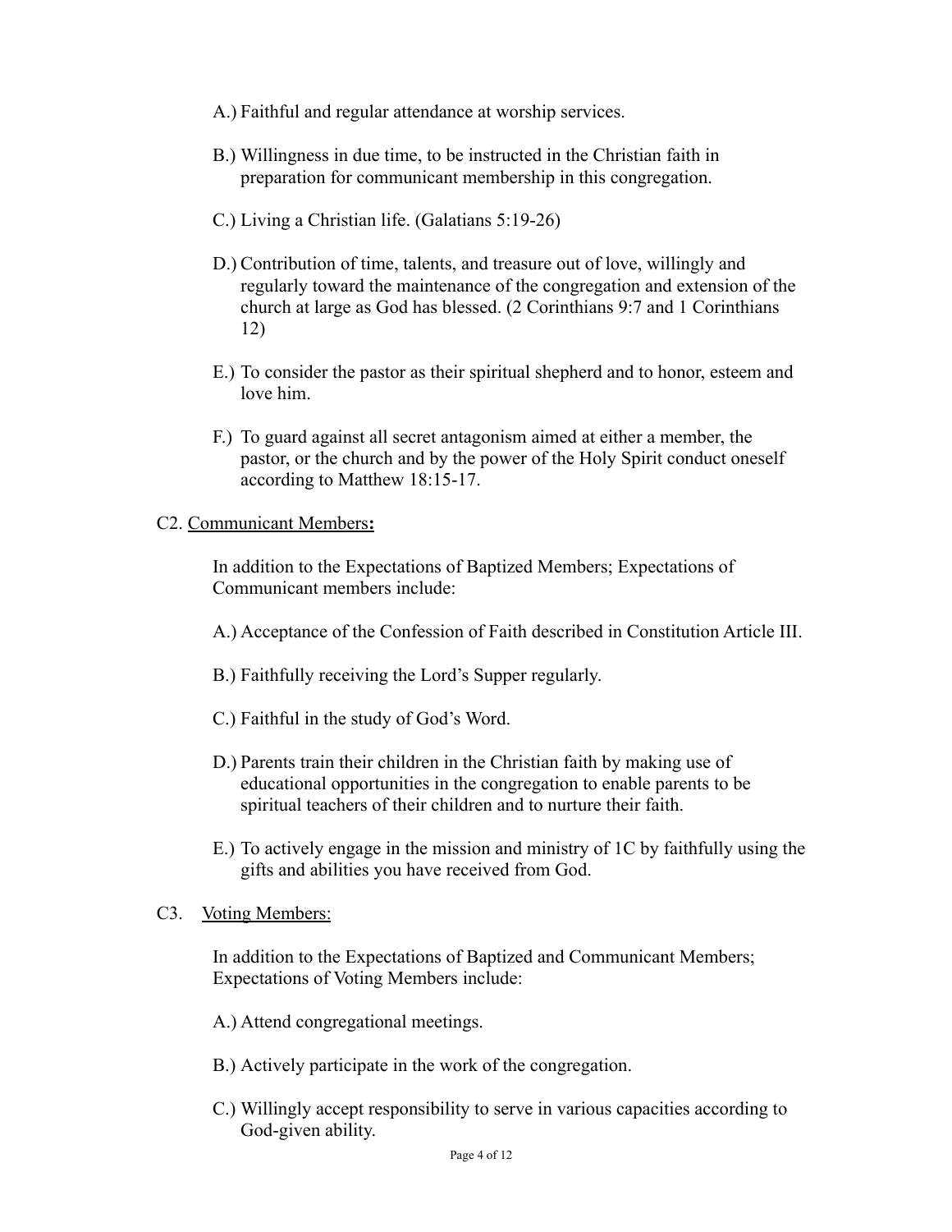A.) Faithful and regular attendance at worship services.

B.) Willingness in due time, to be instructed in the Christian faith in preparation for communicant membership in this congregation.

C.) Living a Christian life. (Galatians 5:19-26)

D.) Contribution of time, talents, and treasure out of love, willingly and regularly toward the maintenance of the congregation and extension of the church at large as God has blessed. (2 Corinthians 9:7 and 1 Corinthians 12)

E.) To consider the pastor as their spiritual shepherd and to honor, esteem and love him.

F.) To guard against all secret antagonism aimed at either a member, the pastor, or the church and by the power of the Holy Spirit conduct oneself according to Matthew 18:15-17.

C2. <u>Communicant Members</u>**:**

In addition to the Expectations of Baptized Members; Expectations of Communicant members include:

A.) Acceptance of the Confession of Faith described in Constitution Article III.

B.) Faithfully receiving the Lord's Supper regularly.

C.) Faithful in the study of God's Word.

D.) Parents train their children in the Christian faith by making use of educational opportunities in the congregation to enable parents to be spiritual teachers of their children and to nurture their faith.

E.) To actively engage in the mission and ministry of 1C by faithfully using the gifts and abilities you have received from God.

C3. <u>Voting Members:</u>

In addition to the Expectations of Baptized and Communicant Members; Expectations of Voting Members include:

A.) Attend congregational meetings.

B.) Actively participate in the work of the congregation.

C.) Willingly accept responsibility to serve in various capacities according to God-given ability.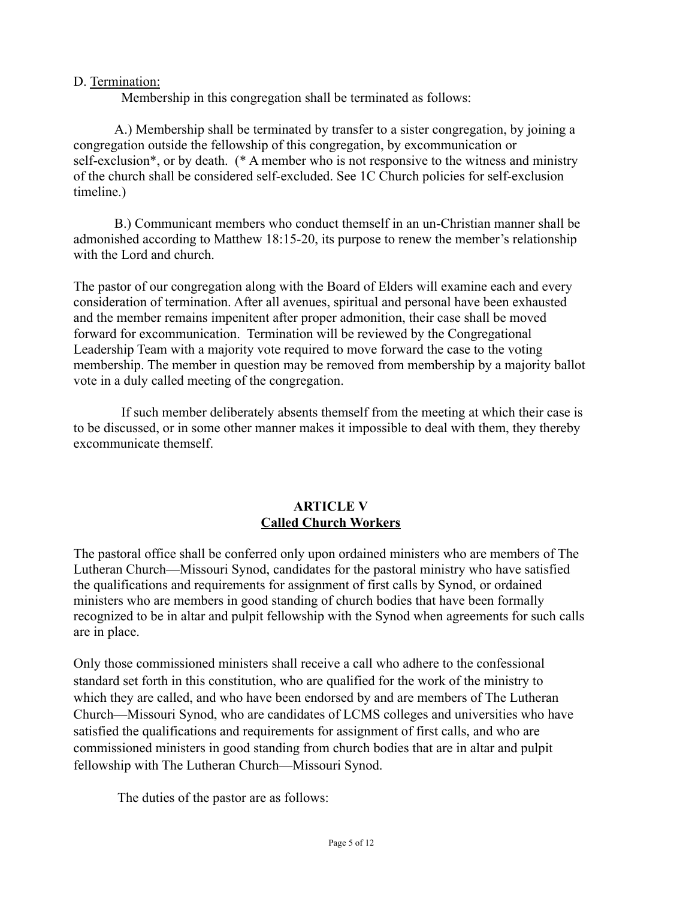D. <u>Termination:</u>

Membership in this congregation shall be terminated as follows:

A.) Membership shall be terminated by transfer to a sister congregation, by joining a congregation outside the fellowship of this congregation, by excommunication or self-exclusion*, or by death. (* A member who is not responsive to the witness and ministry of the church shall be considered self-excluded. See 1C Church policies for self-exclusion timeline.)

B.) Communicant members who conduct themself in an un-Christian manner shall be admonished according to Matthew 18:15-20, its purpose to renew the member's relationship with the Lord and church.

The pastor of our congregation along with the Board of Elders will examine each and every consideration of termination. After all avenues, spiritual and personal have been exhausted and the member remains impenitent after proper admonition, their case shall be moved forward for excommunication. Termination will be reviewed by the Congregational Leadership Team with a majority vote required to move forward the case to the voting membership. The member in question may be removed from membership by a majority ballot vote in a duly called meeting of the congregation.

If such member deliberately absents themself from the meeting at which their case is to be discussed, or in some other manner makes it impossible to deal with them, they thereby excommunicate themself.

## ARTICLE V
## <u>Called Church Workers</u>

The pastoral office shall be conferred only upon ordained ministers who are members of The Lutheran Church—Missouri Synod, candidates for the pastoral ministry who have satisfied the qualifications and requirements for assignment of first calls by Synod, or ordained ministers who are members in good standing of church bodies that have been formally recognized to be in altar and pulpit fellowship with the Synod when agreements for such calls are in place.

Only those commissioned ministers shall receive a call who adhere to the confessional standard set forth in this constitution, who are qualified for the work of the ministry to which they are called, and who have been endorsed by and are members of The Lutheran Church—Missouri Synod, who are candidates of LCMS colleges and universities who have satisfied the qualifications and requirements for assignment of first calls, and who are commissioned ministers in good standing from church bodies that are in altar and pulpit fellowship with The Lutheran Church—Missouri Synod.

The duties of the pastor are as follows: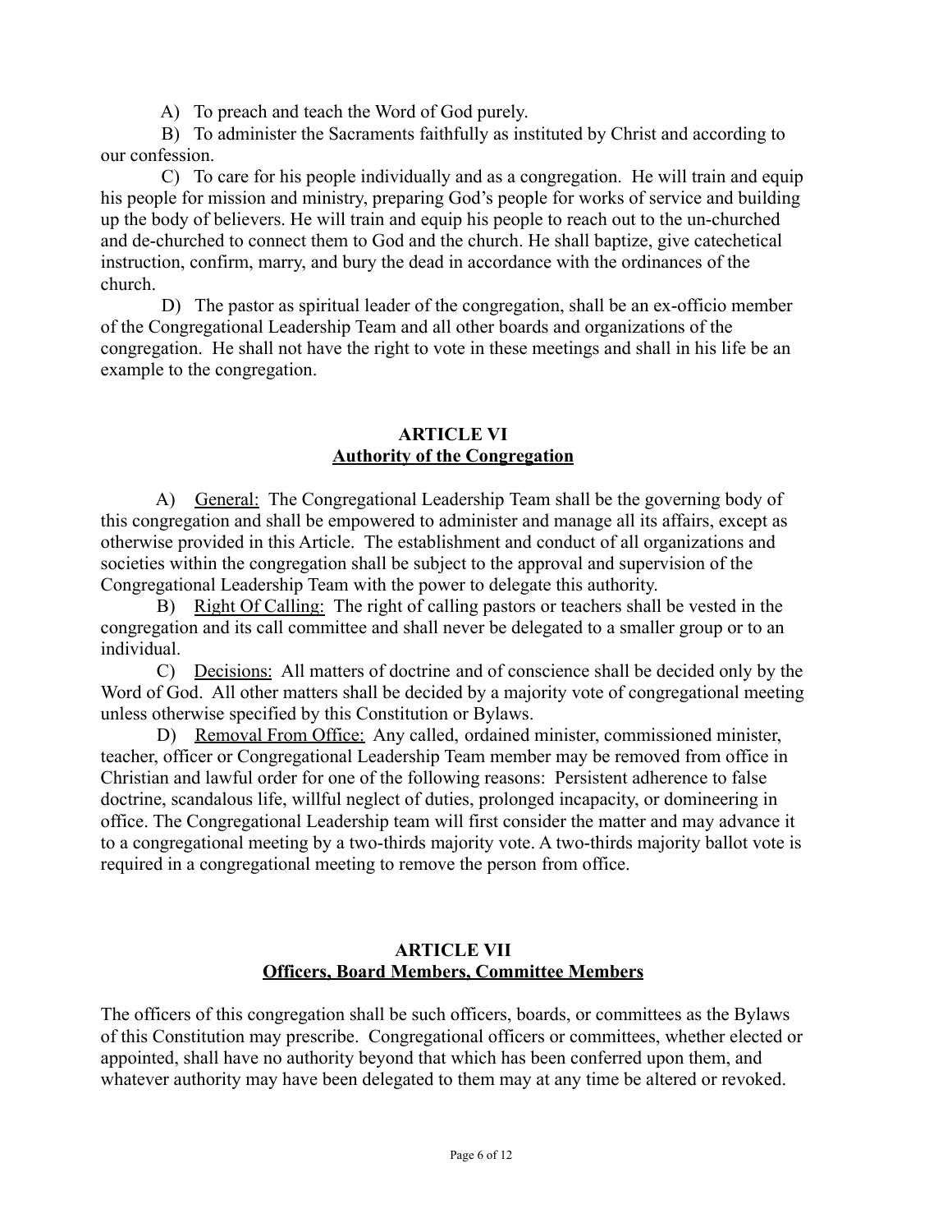A) To preach and teach the Word of God purely.

B) To administer the Sacraments faithfully as instituted by Christ and according to our confession.

C) To care for his people individually and as a congregation. He will train and equip his people for mission and ministry, preparing God's people for works of service and building up the body of believers. He will train and equip his people to reach out to the un-churched and de-churched to connect them to God and the church. He shall baptize, give catechetical instruction, confirm, marry, and bury the dead in accordance with the ordinances of the church.

D) The pastor as spiritual leader of the congregation, shall be an ex-officio member of the Congregational Leadership Team and all other boards and organizations of the congregation. He shall not have the right to vote in these meetings and shall in his life be an example to the congregation.

## ARTICLE VI
## Authority of the Congregation

A) General: The Congregational Leadership Team shall be the governing body of this congregation and shall be empowered to administer and manage all its affairs, except as otherwise provided in this Article. The establishment and conduct of all organizations and societies within the congregation shall be subject to the approval and supervision of the Congregational Leadership Team with the power to delegate this authority.

B) Right Of Calling: The right of calling pastors or teachers shall be vested in the congregation and its call committee and shall never be delegated to a smaller group or to an individual.

C) Decisions: All matters of doctrine and of conscience shall be decided only by the Word of God. All other matters shall be decided by a majority vote of congregational meeting unless otherwise specified by this Constitution or Bylaws.

D) Removal From Office: Any called, ordained minister, commissioned minister, teacher, officer or Congregational Leadership Team member may be removed from office in Christian and lawful order for one of the following reasons: Persistent adherence to false doctrine, scandalous life, willful neglect of duties, prolonged incapacity, or domineering in office. The Congregational Leadership team will first consider the matter and may advance it to a congregational meeting by a two-thirds majority vote. A two-thirds majority ballot vote is required in a congregational meeting to remove the person from office.

## ARTICLE VII
## Officers, Board Members, Committee Members

The officers of this congregation shall be such officers, boards, or committees as the Bylaws of this Constitution may prescribe. Congregational officers or committees, whether elected or appointed, shall have no authority beyond that which has been conferred upon them, and whatever authority may have been delegated to them may at any time be altered or revoked.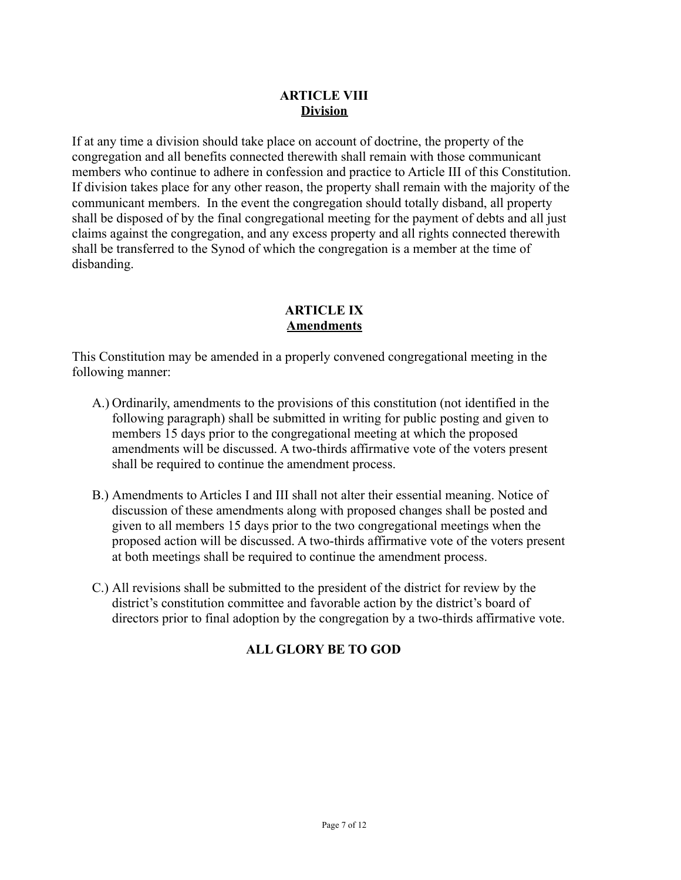## ARTICLE VIII
**Division**

If at any time a division should take place on account of doctrine, the property of the congregation and all benefits connected therewith shall remain with those communicant members who continue to adhere in confession and practice to Article III of this Constitution. If division takes place for any other reason, the property shall remain with the majority of the communicant members. In the event the congregation should totally disband, all property shall be disposed of by the final congregational meeting for the payment of debts and all just claims against the congregation, and any excess property and all rights connected therewith shall be transferred to the Synod of which the congregation is a member at the time of disbanding.

## ARTICLE IX
**Amendments**

This Constitution may be amended in a properly convened congregational meeting in the following manner:

A.) Ordinarily, amendments to the provisions of this constitution (not identified in the following paragraph) shall be submitted in writing for public posting and given to members 15 days prior to the congregational meeting at which the proposed amendments will be discussed. A two-thirds affirmative vote of the voters present shall be required to continue the amendment process.

B.) Amendments to Articles I and III shall not alter their essential meaning. Notice of discussion of these amendments along with proposed changes shall be posted and given to all members 15 days prior to the two congregational meetings when the proposed action will be discussed. A two-thirds affirmative vote of the voters present at both meetings shall be required to continue the amendment process.

C.) All revisions shall be submitted to the president of the district for review by the district's constitution committee and favorable action by the district's board of directors prior to final adoption by the congregation by a two-thirds affirmative vote.

**ALL GLORY BE TO GOD**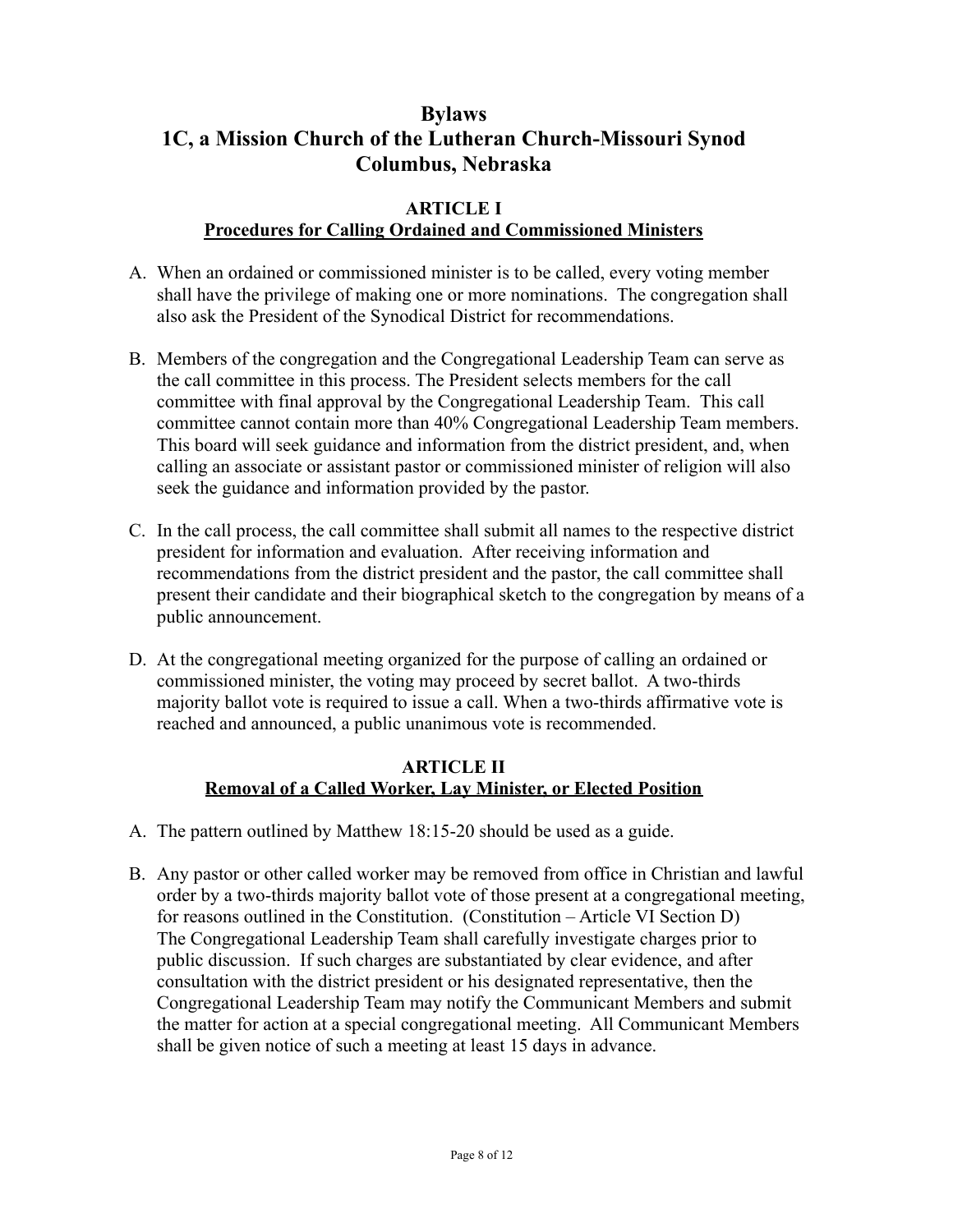# Bylaws
# 1C, a Mission Church of the Lutheran Church-Missouri Synod
# Columbus, Nebraska

## ARTICLE I
## Procedures for Calling Ordained and Commissioned Ministers

A. When an ordained or commissioned minister is to be called, every voting member shall have the privilege of making one or more nominations. The congregation shall also ask the President of the Synodical District for recommendations.

B. Members of the congregation and the Congregational Leadership Team can serve as the call committee in this process. The President selects members for the call committee with final approval by the Congregational Leadership Team. This call committee cannot contain more than 40% Congregational Leadership Team members. This board will seek guidance and information from the district president, and, when calling an associate or assistant pastor or commissioned minister of religion will also seek the guidance and information provided by the pastor.

C. In the call process, the call committee shall submit all names to the respective district president for information and evaluation. After receiving information and recommendations from the district president and the pastor, the call committee shall present their candidate and their biographical sketch to the congregation by means of a public announcement.

D. At the congregational meeting organized for the purpose of calling an ordained or commissioned minister, the voting may proceed by secret ballot. A two-thirds majority ballot vote is required to issue a call. When a two-thirds affirmative vote is reached and announced, a public unanimous vote is recommended.

## ARTICLE II
## Removal of a Called Worker, Lay Minister, or Elected Position

A. The pattern outlined by Matthew 18:15-20 should be used as a guide.

B. Any pastor or other called worker may be removed from office in Christian and lawful order by a two-thirds majority ballot vote of those present at a congregational meeting, for reasons outlined in the Constitution. (Constitution – Article VI Section D) The Congregational Leadership Team shall carefully investigate charges prior to public discussion. If such charges are substantiated by clear evidence, and after consultation with the district president or his designated representative, then the Congregational Leadership Team may notify the Communicant Members and submit the matter for action at a special congregational meeting. All Communicant Members shall be given notice of such a meeting at least 15 days in advance.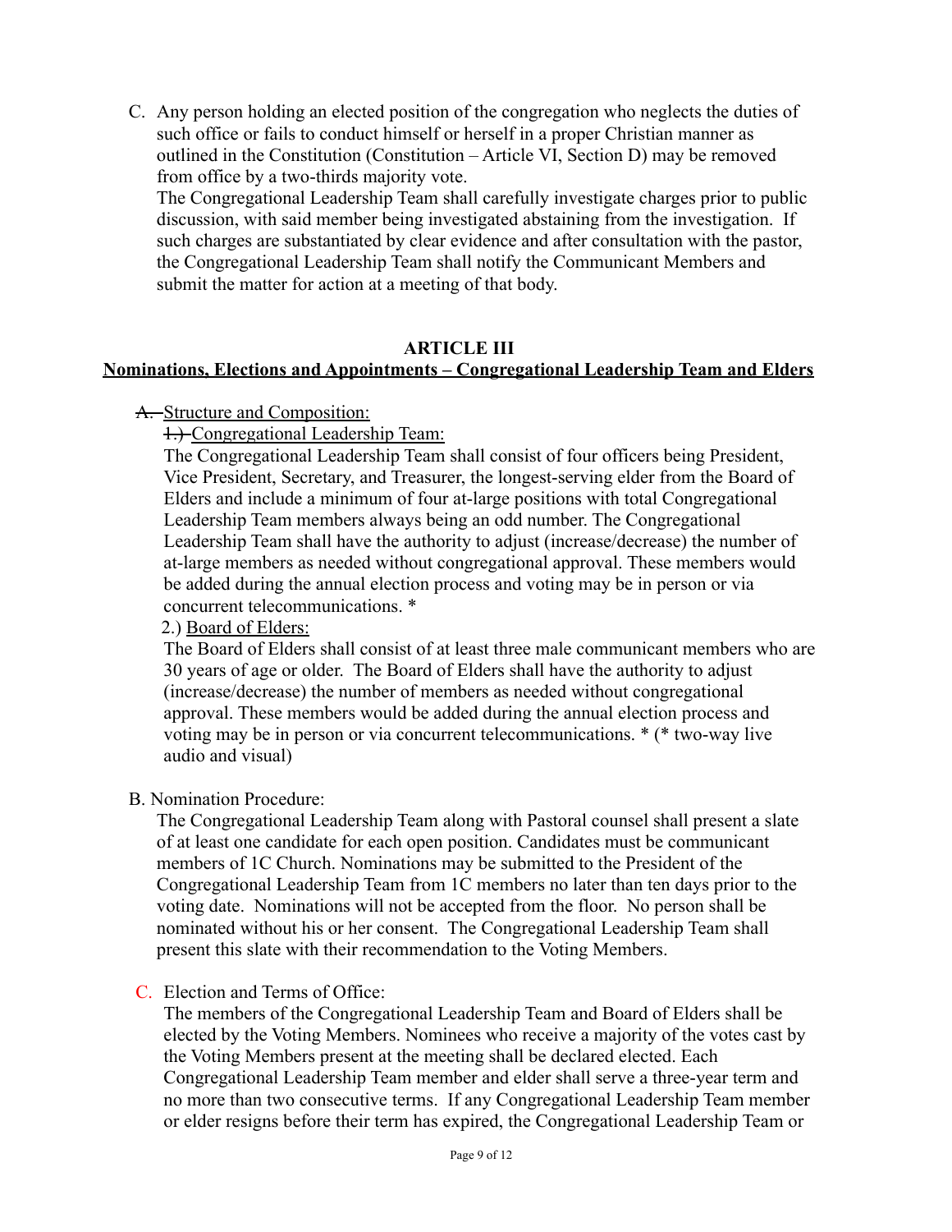C. Any person holding an elected position of the congregation who neglects the duties of such office or fails to conduct himself or herself in a proper Christian manner as outlined in the Constitution (Constitution – Article VI, Section D) may be removed from office by a two-thirds majority vote.
The Congregational Leadership Team shall carefully investigate charges prior to public discussion, with said member being investigated abstaining from the investigation. If such charges are substantiated by clear evidence and after consultation with the pastor, the Congregational Leadership Team shall notify the Communicant Members and submit the matter for action at a meeting of that body.

## ARTICLE III

## Nominations, Elections and Appointments – Congregational Leadership Team and Elders

~~A.~~ Structure and Composition:

~~1.)~~ Congregational Leadership Team:

The Congregational Leadership Team shall consist of four officers being President, Vice President, Secretary, and Treasurer, the longest-serving elder from the Board of Elders and include a minimum of four at-large positions with total Congregational Leadership Team members always being an odd number. The Congregational Leadership Team shall have the authority to adjust (increase/decrease) the number of at-large members as needed without congregational approval. These members would be added during the annual election process and voting may be in person or via concurrent telecommunications. *

2.) Board of Elders:

The Board of Elders shall consist of at least three male communicant members who are 30 years of age or older. The Board of Elders shall have the authority to adjust (increase/decrease) the number of members as needed without congregational approval. These members would be added during the annual election process and voting may be in person or via concurrent telecommunications. * (* two-way live audio and visual)

B. Nomination Procedure:

The Congregational Leadership Team along with Pastoral counsel shall present a slate of at least one candidate for each open position. Candidates must be communicant members of 1C Church. Nominations may be submitted to the President of the Congregational Leadership Team from 1C members no later than ten days prior to the voting date. Nominations will not be accepted from the floor. No person shall be nominated without his or her consent. The Congregational Leadership Team shall present this slate with their recommendation to the Voting Members.

C. Election and Terms of Office:

The members of the Congregational Leadership Team and Board of Elders shall be elected by the Voting Members. Nominees who receive a majority of the votes cast by the Voting Members present at the meeting shall be declared elected. Each Congregational Leadership Team member and elder shall serve a three-year term and no more than two consecutive terms. If any Congregational Leadership Team member or elder resigns before their term has expired, the Congregational Leadership Team or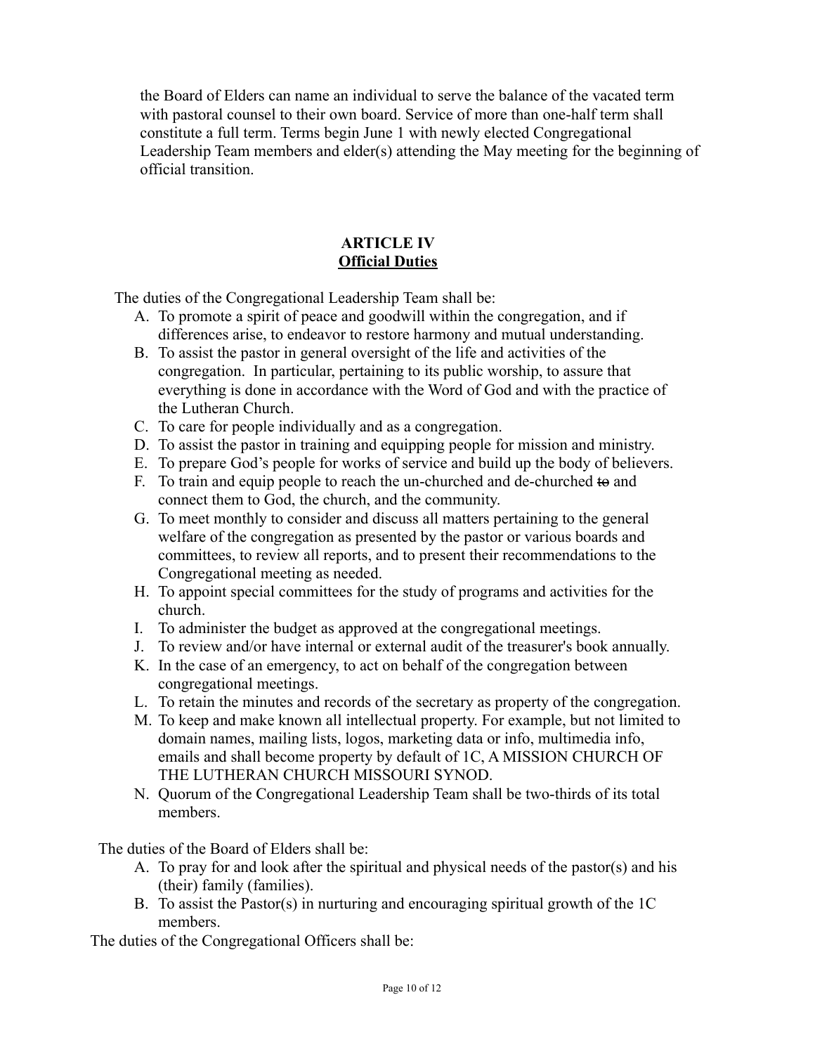the Board of Elders can name an individual to serve the balance of the vacated term with pastoral counsel to their own board. Service of more than one-half term shall constitute a full term. Terms begin June 1 with newly elected Congregational Leadership Team members and elder(s) attending the May meeting for the beginning of official transition.

## ARTICLE IV
## Official Duties

The duties of the Congregational Leadership Team shall be:

A. To promote a spirit of peace and goodwill within the congregation, and if differences arise, to endeavor to restore harmony and mutual understanding.
B. To assist the pastor in general oversight of the life and activities of the congregation. In particular, pertaining to its public worship, to assure that everything is done in accordance with the Word of God and with the practice of the Lutheran Church.
C. To care for people individually and as a congregation.
D. To assist the pastor in training and equipping people for mission and ministry.
E. To prepare God's people for works of service and build up the body of believers.
F. To train and equip people to reach the un-churched and de-churched ~~to~~ and connect them to God, the church, and the community.
G. To meet monthly to consider and discuss all matters pertaining to the general welfare of the congregation as presented by the pastor or various boards and committees, to review all reports, and to present their recommendations to the Congregational meeting as needed.
H. To appoint special committees for the study of programs and activities for the church.
I. To administer the budget as approved at the congregational meetings.
J. To review and/or have internal or external audit of the treasurer's book annually.
K. In the case of an emergency, to act on behalf of the congregation between congregational meetings.
L. To retain the minutes and records of the secretary as property of the congregation.
M. To keep and make known all intellectual property. For example, but not limited to domain names, mailing lists, logos, marketing data or info, multimedia info, emails and shall become property by default of 1C, A MISSION CHURCH OF THE LUTHERAN CHURCH MISSOURI SYNOD.
N. Quorum of the Congregational Leadership Team shall be two-thirds of its total members.

The duties of the Board of Elders shall be:

A. To pray for and look after the spiritual and physical needs of the pastor(s) and his (their) family (families).
B. To assist the Pastor(s) in nurturing and encouraging spiritual growth of the 1C members.

The duties of the Congregational Officers shall be: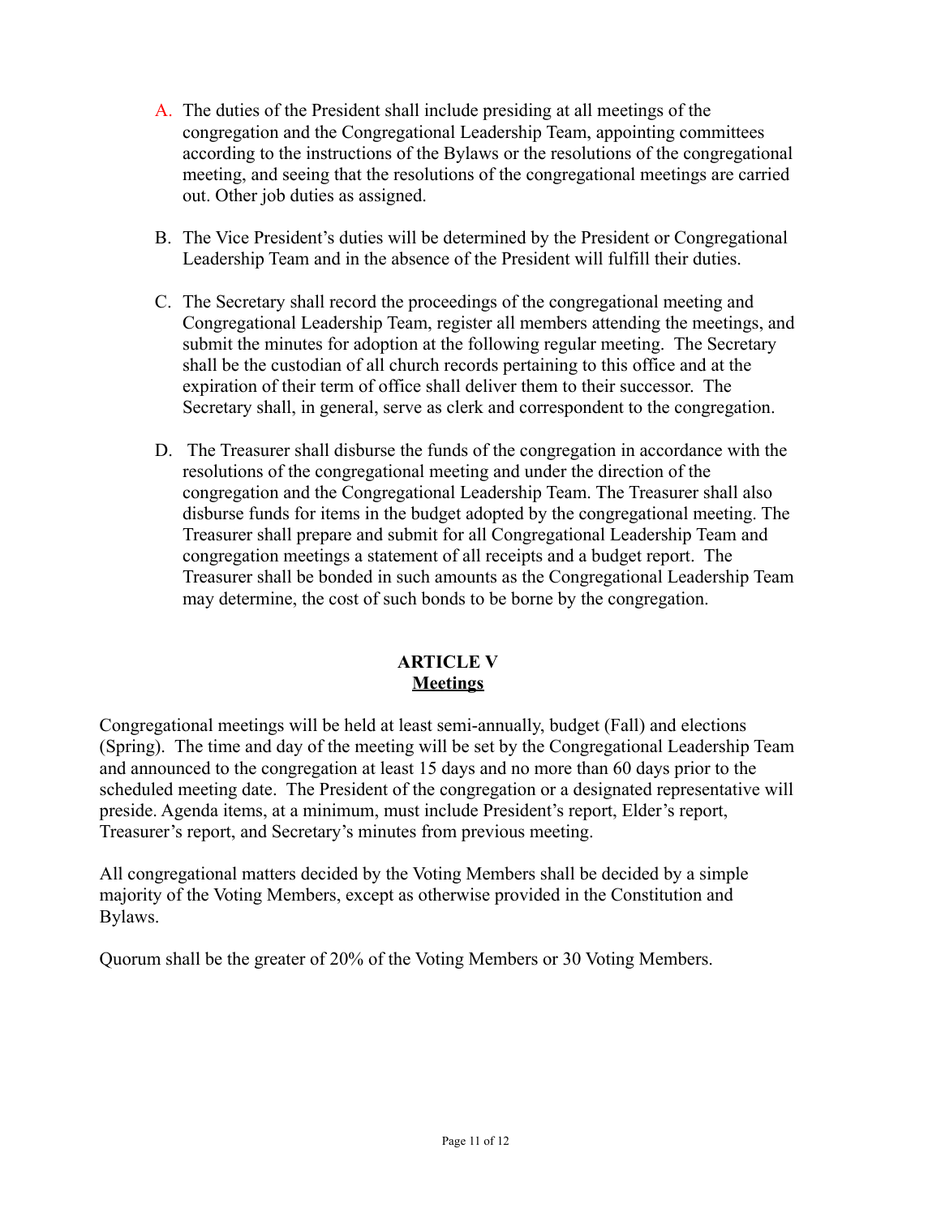A. The duties of the President shall include presiding at all meetings of the congregation and the Congregational Leadership Team, appointing committees according to the instructions of the Bylaws or the resolutions of the congregational meeting, and seeing that the resolutions of the congregational meetings are carried out. Other job duties as assigned.

B. The Vice President's duties will be determined by the President or Congregational Leadership Team and in the absence of the President will fulfill their duties.

C. The Secretary shall record the proceedings of the congregational meeting and Congregational Leadership Team, register all members attending the meetings, and submit the minutes for adoption at the following regular meeting. The Secretary shall be the custodian of all church records pertaining to this office and at the expiration of their term of office shall deliver them to their successor. The Secretary shall, in general, serve as clerk and correspondent to the congregation.

D. The Treasurer shall disburse the funds of the congregation in accordance with the resolutions of the congregational meeting and under the direction of the congregation and the Congregational Leadership Team. The Treasurer shall also disburse funds for items in the budget adopted by the congregational meeting. The Treasurer shall prepare and submit for all Congregational Leadership Team and congregation meetings a statement of all receipts and a budget report. The Treasurer shall be bonded in such amounts as the Congregational Leadership Team may determine, the cost of such bonds to be borne by the congregation.

## ARTICLE V
## Meetings

Congregational meetings will be held at least semi-annually, budget (Fall) and elections (Spring). The time and day of the meeting will be set by the Congregational Leadership Team and announced to the congregation at least 15 days and no more than 60 days prior to the scheduled meeting date. The President of the congregation or a designated representative will preside. Agenda items, at a minimum, must include President's report, Elder's report, Treasurer's report, and Secretary's minutes from previous meeting.

All congregational matters decided by the Voting Members shall be decided by a simple majority of the Voting Members, except as otherwise provided in the Constitution and Bylaws.

Quorum shall be the greater of 20% of the Voting Members or 30 Voting Members.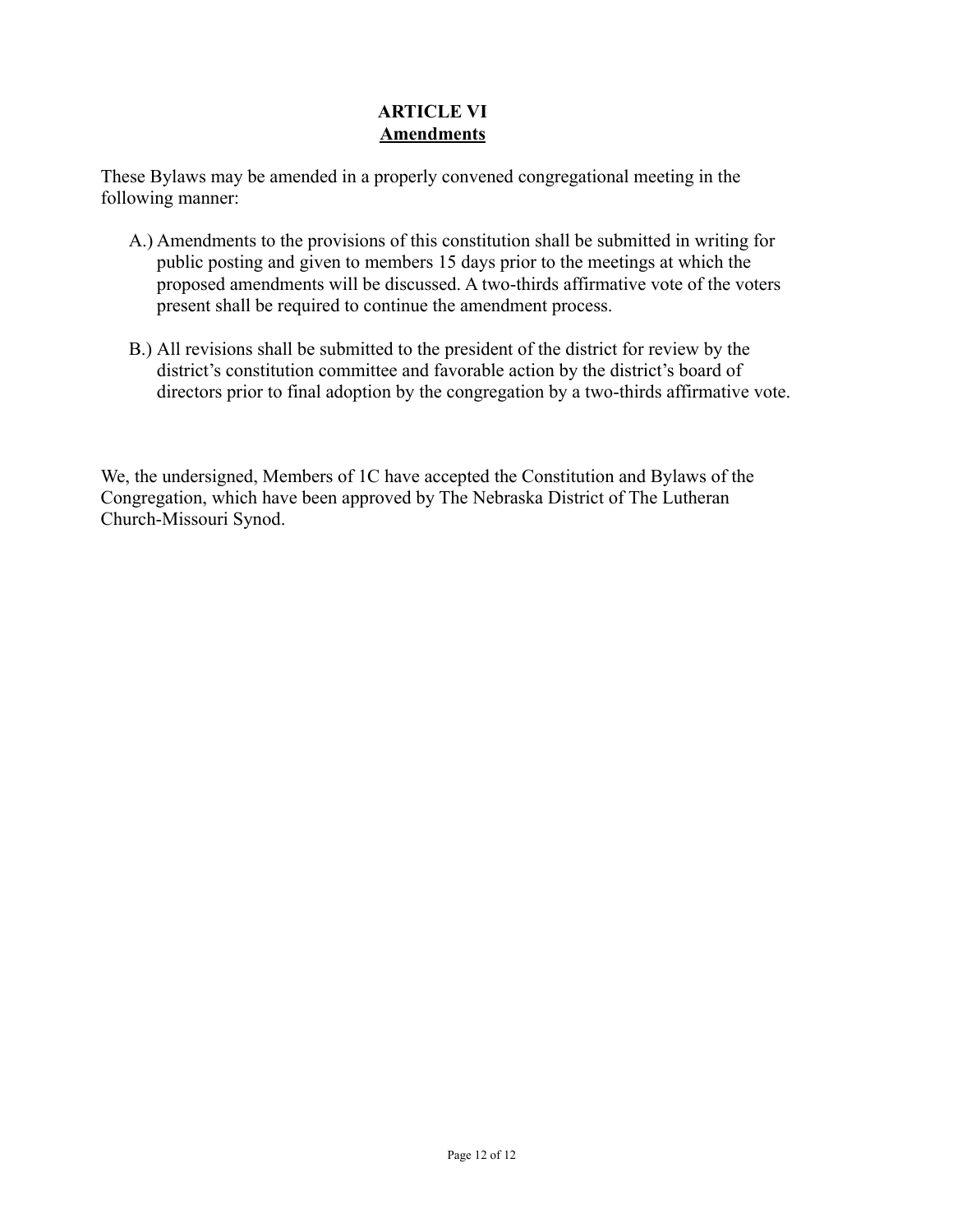## ARTICLE VI
## Amendments

These Bylaws may be amended in a properly convened congregational meeting in the following manner:

A.) Amendments to the provisions of this constitution shall be submitted in writing for public posting and given to members 15 days prior to the meetings at which the proposed amendments will be discussed. A two-thirds affirmative vote of the voters present shall be required to continue the amendment process.

B.) All revisions shall be submitted to the president of the district for review by the district's constitution committee and favorable action by the district's board of directors prior to final adoption by the congregation by a two-thirds affirmative vote.

We, the undersigned, Members of 1C have accepted the Constitution and Bylaws of the Congregation, which have been approved by The Nebraska District of The Lutheran Church-Missouri Synod.